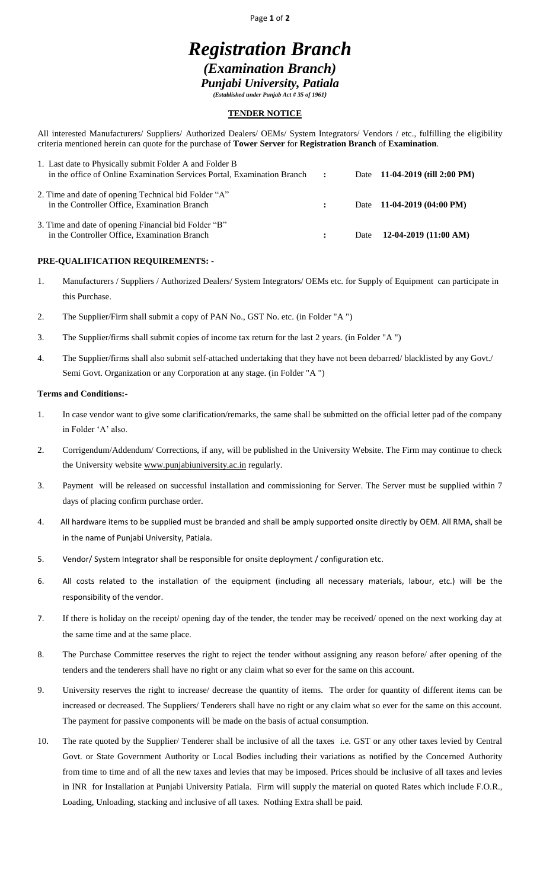# *Registration Branch*

## *(Examination Branch)*

## *Punjabi University, Patiala*

*(Established under Punjab Act # 35 of 1961)*

**TENDER NOTICE**

All interested Manufacturers/ Suppliers/ Authorized Dealers/ OEMs/ System Integrators/ Vendors / etc., fulfilling the eligibility criteria mentioned herein can quote for the purchase of **Tower Server** for **Registration Branch** of **Examination**.

| | | |
|---|---|---|
| 1. Last date to Physically submit Folder A and Folder B in the office of Online Examination Services Portal, Examination Branch | : | Date **11-04-2019 (till 2:00 PM)** |
| 2. Time and date of opening Technical bid Folder "A" in the Controller Office, Examination Branch | : | Date **11-04-2019 (04:00 PM)** |
| 3. Time and date of opening Financial bid Folder "B" in the Controller Office, Examination Branch | : | Date **12-04-2019 (11:00 AM)** |

**PRE-QUALIFICATION REQUIREMENTS: -**

1. Manufacturers / Suppliers / Authorized Dealers/ System Integrators/ OEMs etc. for Supply of Equipment can participate in this Purchase.
2. The Supplier/Firm shall submit a copy of PAN No., GST No. etc. (in Folder "A ")
3. The Supplier/firms shall submit copies of income tax return for the last 2 years. (in Folder "A ")
4. The Supplier/firms shall also submit self-attached undertaking that they have not been debarred/ blacklisted by any Govt./ Semi Govt. Organization or any Corporation at any stage. (in Folder "A ")

**Terms and Conditions:-**

1. In case vendor want to give some clarification/remarks, the same shall be submitted on the official letter pad of the company in Folder 'A' also.
2. Corrigendum/Addendum/ Corrections, if any, will be published in the University Website. The Firm may continue to check the University website www.punjabiuniversity.ac.in regularly.
3. Payment will be released on successful installation and commissioning for Server. The Server must be supplied within 7 days of placing confirm purchase order.
4. All hardware items to be supplied must be branded and shall be amply supported onsite directly by OEM. All RMA, shall be in the name of Punjabi University, Patiala.
5. Vendor/ System Integrator shall be responsible for onsite deployment / configuration etc.
6. All costs related to the installation of the equipment (including all necessary materials, labour, etc.) will be the responsibility of the vendor.
7. If there is holiday on the receipt/ opening day of the tender, the tender may be received/ opened on the next working day at the same time and at the same place.
8. The Purchase Committee reserves the right to reject the tender without assigning any reason before/ after opening of the tenders and the tenderers shall have no right or any claim what so ever for the same on this account.
9. University reserves the right to increase/ decrease the quantity of items. The order for quantity of different items can be increased or decreased. The Suppliers/ Tenderers shall have no right or any claim what so ever for the same on this account. The payment for passive components will be made on the basis of actual consumption.
10. The rate quoted by the Supplier/ Tenderer shall be inclusive of all the taxes i.e. GST or any other taxes levied by Central Govt. or State Government Authority or Local Bodies including their variations as notified by the Concerned Authority from time to time and of all the new taxes and levies that may be imposed. Prices should be inclusive of all taxes and levies in INR for Installation at Punjabi University Patiala. Firm will supply the material on quoted Rates which include F.O.R., Loading, Unloading, stacking and inclusive of all taxes. Nothing Extra shall be paid.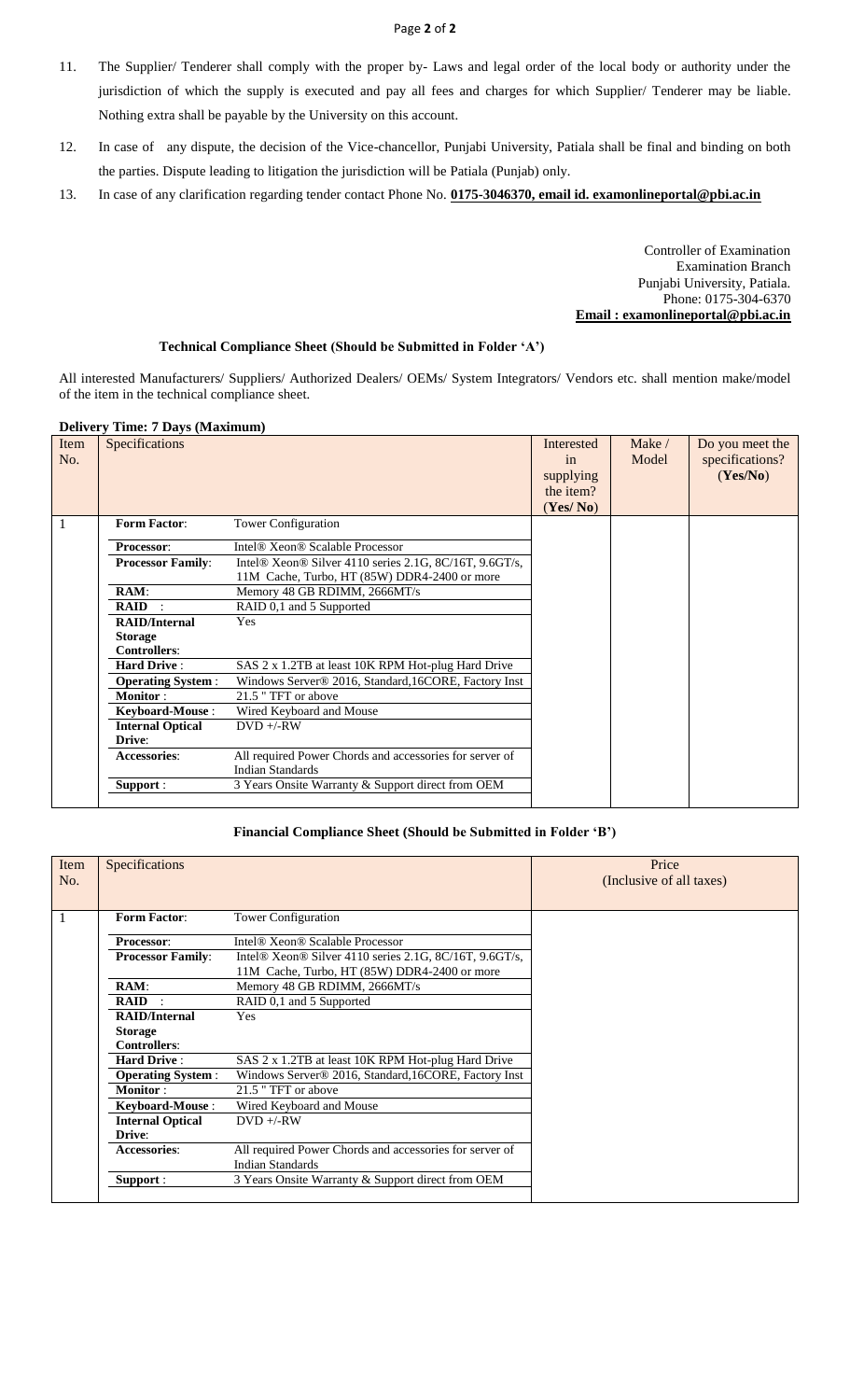11. The Supplier/ Tenderer shall comply with the proper by- Laws and legal order of the local body or authority under the jurisdiction of which the supply is executed and pay all fees and charges for which Supplier/ Tenderer may be liable. Nothing extra shall be payable by the University on this account.
12. In case of any dispute, the decision of the Vice-chancellor, Punjabi University, Patiala shall be final and binding on both the parties. Dispute leading to litigation the jurisdiction will be Patiala (Punjab) only.
13. In case of any clarification regarding tender contact Phone No. **0175-3046370, email id. examonlineportal@pbi.ac.in**

Controller of Examination
Examination Branch
Punjabi University, Patiala.
Phone: 0175-304-6370
**Email : examonlineportal@pbi.ac.in**

### Technical Compliance Sheet (Should be Submitted in Folder 'A')

All interested Manufacturers/ Suppliers/ Authorized Dealers/ OEMs/ System Integrators/ Vendors etc. shall mention make/model of the item in the technical compliance sheet.

**Delivery Time: 7 Days (Maximum)**

| Item No. | Specifications | | Interested in supplying the item? (Yes/ No) | Make / Model | Do you meet the specifications? (Yes/No) |
|---|---|---|---|---|---|
| 1 | **Form Factor**: | Tower Configuration | | | |
| | **Processor**: | Intel® Xeon® Scalable Processor | | | |
| | **Processor Family**: | Intel® Xeon® Silver 4110 series 2.1G, 8C/16T, 9.6GT/s, 11M Cache, Turbo, HT (85W) DDR4-2400 or more | | | |
| | **RAM**: | Memory 48 GB RDIMM, 2666MT/s | | | |
| | **RAID** : | RAID 0,1 and 5 Supported | | | |
| | **RAID/Internal Storage Controllers**: | Yes | | | |
| | **Hard Drive** : | SAS 2 x 1.2TB at least 10K RPM Hot-plug Hard Drive | | | |
| | **Operating System** : | Windows Server® 2016, Standard,16CORE, Factory Inst | | | |
| | **Monitor** : | 21.5 " TFT or above | | | |
| | **Keyboard-Mouse** : | Wired Keyboard and Mouse | | | |
| | **Internal Optical Drive**: | DVD +/-RW | | | |
| | **Accessories**: | All required Power Chords and accessories for server of Indian Standards | | | |
| | **Support** : | 3 Years Onsite Warranty & Support direct from OEM | | | |

### Financial Compliance Sheet (Should be Submitted in Folder 'B')

| Item No. | Specifications | | Price (Inclusive of all taxes) |
|---|---|---|---|
| 1 | **Form Factor**: | Tower Configuration | |
| | **Processor**: | Intel® Xeon® Scalable Processor | |
| | **Processor Family**: | Intel® Xeon® Silver 4110 series 2.1G, 8C/16T, 9.6GT/s, 11M Cache, Turbo, HT (85W) DDR4-2400 or more | |
| | **RAM**: | Memory 48 GB RDIMM, 2666MT/s | |
| | **RAID** : | RAID 0,1 and 5 Supported | |
| | **RAID/Internal Storage Controllers**: | Yes | |
| | **Hard Drive** : | SAS 2 x 1.2TB at least 10K RPM Hot-plug Hard Drive | |
| | **Operating System** : | Windows Server® 2016, Standard,16CORE, Factory Inst | |
| | **Monitor** : | 21.5 " TFT or above | |
| | **Keyboard-Mouse** : | Wired Keyboard and Mouse | |
| | **Internal Optical Drive**: | DVD +/-RW | |
| | **Accessories**: | All required Power Chords and accessories for server of Indian Standards | |
| | **Support** : | 3 Years Onsite Warranty & Support direct from OEM | |